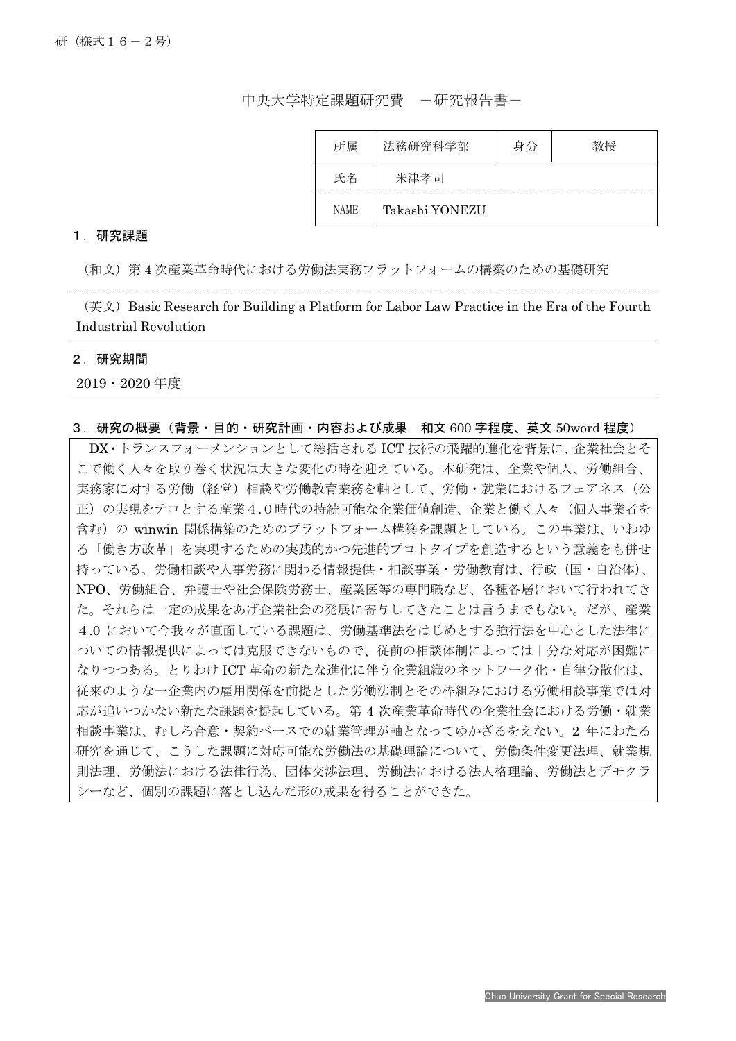研（様式１６－２号）

# 中央大学特定課題研究費　－研究報告書－

| 所属 | 法務研究科学部 | 身分 | 教授 |
|---|---|---|---|
| 氏名 | 米津孝司 | | |
| NAME | Takashi YONEZU | | |

## １．研究課題

（和文）第 4 次産業革命時代における労働法実務プラットフォームの構築のための基礎研究

（英文）Basic Research for Building a Platform for Labor Law Practice in the Era of the Fourth Industrial Revolution

## ２．研究期間

2019・2020 年度

## ３．研究の概要（背景・目的・研究計画・内容および成果　和文 600 字程度、英文 50word 程度）

DX・トランスフォーメンションとして総括される ICT 技術の飛躍的進化を背景に、企業社会とそこで働く人々を取り巻く状況は大きな変化の時を迎えている。本研究は、企業や個人、労働組合、実務家に対する労働（経営）相談や労働教育業務を軸として、労働・就業におけるフェアネス（公正）の実現をテコとする産業４.０時代の持続可能な企業価値創造、企業と働く人々（個人事業者を含む）の winwin 関係構築のためのプラットフォーム構築を課題としている。この事業は、いわゆる「働き方改革」を実現するための実践的かつ先進的プロトタイプを創造するという意義をも併せ持っている。労働相談や人事労務に関わる情報提供・相談事業・労働教育は、行政（国・自治体）、NPO、労働組合、弁護士や社会保険労務士、産業医等の専門職など、各種各層において行われてきた。それらは一定の成果をあげ企業社会の発展に寄与してきたことは言うまでもない。だが、産業４.0 において今我々が直面している課題は、労働基準法をはじめとする強行法を中心とした法律についての情報提供によっては克服できないもので、従前の相談体制によっては十分な対応が困難になりつつある。とりわけ ICT 革命の新たな進化に伴う企業組織のネットワーク化・自律分散化は、従来のような一企業内の雇用関係を前提とした労働法制とその枠組みにおける労働相談事業では対応が追いつかない新たな課題を提起している。第 4 次産業革命時代の企業社会における労働・就業相談事業は、むしろ合意・契約ベースでの就業管理が軸となってゆかざるをえない。2 年にわたる研究を通じて、こうした課題に対応可能な労働法の基礎理論について、労働条件変更法理、就業規則法理、労働法における法律行為、団体交渉法理、労働法における法人格理論、労働法とデモクラシーなど、個別の課題に落とし込んだ形の成果を得ることができた。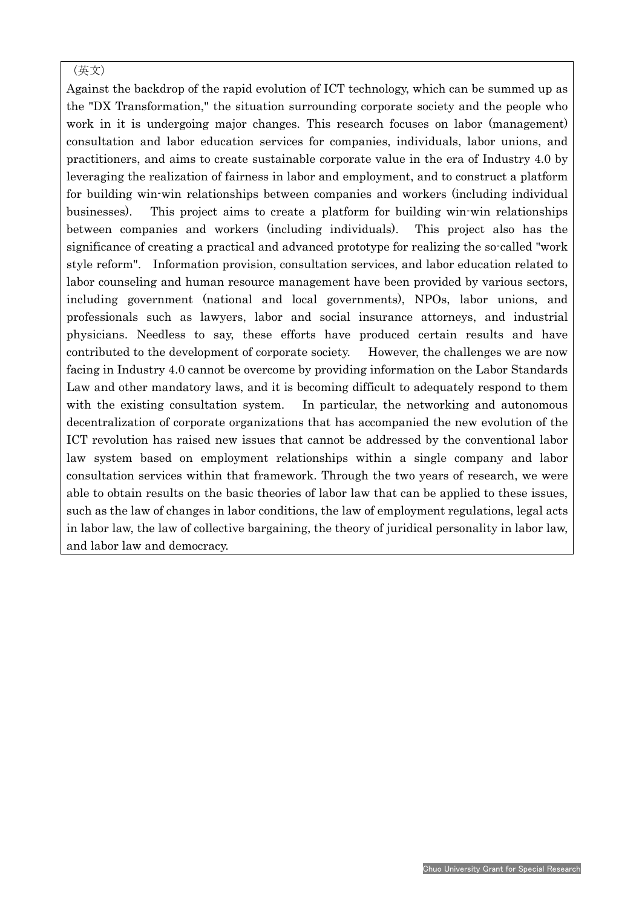（英文）

Against the backdrop of the rapid evolution of ICT technology, which can be summed up as the "DX Transformation," the situation surrounding corporate society and the people who work in it is undergoing major changes. This research focuses on labor (management) consultation and labor education services for companies, individuals, labor unions, and practitioners, and aims to create sustainable corporate value in the era of Industry 4.0 by leveraging the realization of fairness in labor and employment, and to construct a platform for building win-win relationships between companies and workers (including individual businesses). This project aims to create a platform for building win-win relationships between companies and workers (including individuals). This project also has the significance of creating a practical and advanced prototype for realizing the so-called "work style reform". Information provision, consultation services, and labor education related to labor counseling and human resource management have been provided by various sectors, including government (national and local governments), NPOs, labor unions, and professionals such as lawyers, labor and social insurance attorneys, and industrial physicians. Needless to say, these efforts have produced certain results and have contributed to the development of corporate society. However, the challenges we are now facing in Industry 4.0 cannot be overcome by providing information on the Labor Standards Law and other mandatory laws, and it is becoming difficult to adequately respond to them with the existing consultation system. In particular, the networking and autonomous decentralization of corporate organizations that has accompanied the new evolution of the ICT revolution has raised new issues that cannot be addressed by the conventional labor law system based on employment relationships within a single company and labor consultation services within that framework. Through the two years of research, we were able to obtain results on the basic theories of labor law that can be applied to these issues, such as the law of changes in labor conditions, the law of employment regulations, legal acts in labor law, the law of collective bargaining, the theory of juridical personality in labor law, and labor law and democracy.